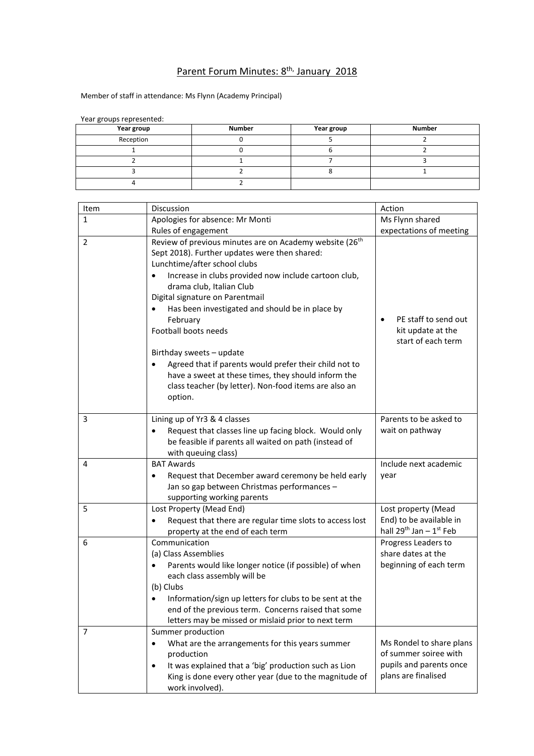# Parent Forum Minutes: 8th, January 2018

Member of staff in attendance: Ms Flynn (Academy Principal)

Year groups represented:

| Year group | Number | Year group | Number |
|---|---|---|---|
| Reception | 0 | 5 | 2 |
| 1 | 0 | 6 | 2 |
| 2 | 1 | 7 | 3 |
| 3 | 2 | 8 | 1 |
| 4 | 2 | | |

| Item | Discussion | Action |
|---|---|---|
| 1 | Apologies for absence: Mr Monti<br>Rules of engagement | Ms Flynn shared expectations of meeting |
| 2 | Review of previous minutes are on Academy website (26th Sept 2018). Further updates were then shared:<br>Lunchtime/after school clubs<br>• Increase in clubs provided now include cartoon club, drama club, Italian Club<br>Digital signature on Parentmail<br>• Has been investigated and should be in place by February<br>Football boots needs<br><br>Birthday sweets – update<br>• Agreed that if parents would prefer their child not to have a sweet at these times, they should inform the class teacher (by letter). Non-food items are also an option. | • PE staff to send out kit update at the start of each term |
| 3 | Lining up of Yr3 & 4 classes<br>• Request that classes line up facing block. Would only be feasible if parents all waited on path (instead of with queuing class) | Parents to be asked to wait on pathway |
| 4 | BAT Awards<br>• Request that December award ceremony be held early Jan so gap between Christmas performances – supporting working parents | Include next academic year |
| 5 | Lost Property (Mead End)<br>• Request that there are regular time slots to access lost property at the end of each term | Lost property (Mead End) to be available in hall 29th Jan – 1st Feb |
| 6 | Communication<br>(a) Class Assemblies<br>• Parents would like longer notice (if possible) of when each class assembly will be<br>(b) Clubs<br>• Information/sign up letters for clubs to be sent at the end of the previous term. Concerns raised that some letters may be missed or mislaid prior to next term | Progress Leaders to share dates at the beginning of each term |
| 7 | Summer production<br>• What are the arrangements for this years summer production<br>• It was explained that a 'big' production such as Lion King is done every other year (due to the magnitude of work involved). | Ms Rondel to share plans of summer soiree with pupils and parents once plans are finalised |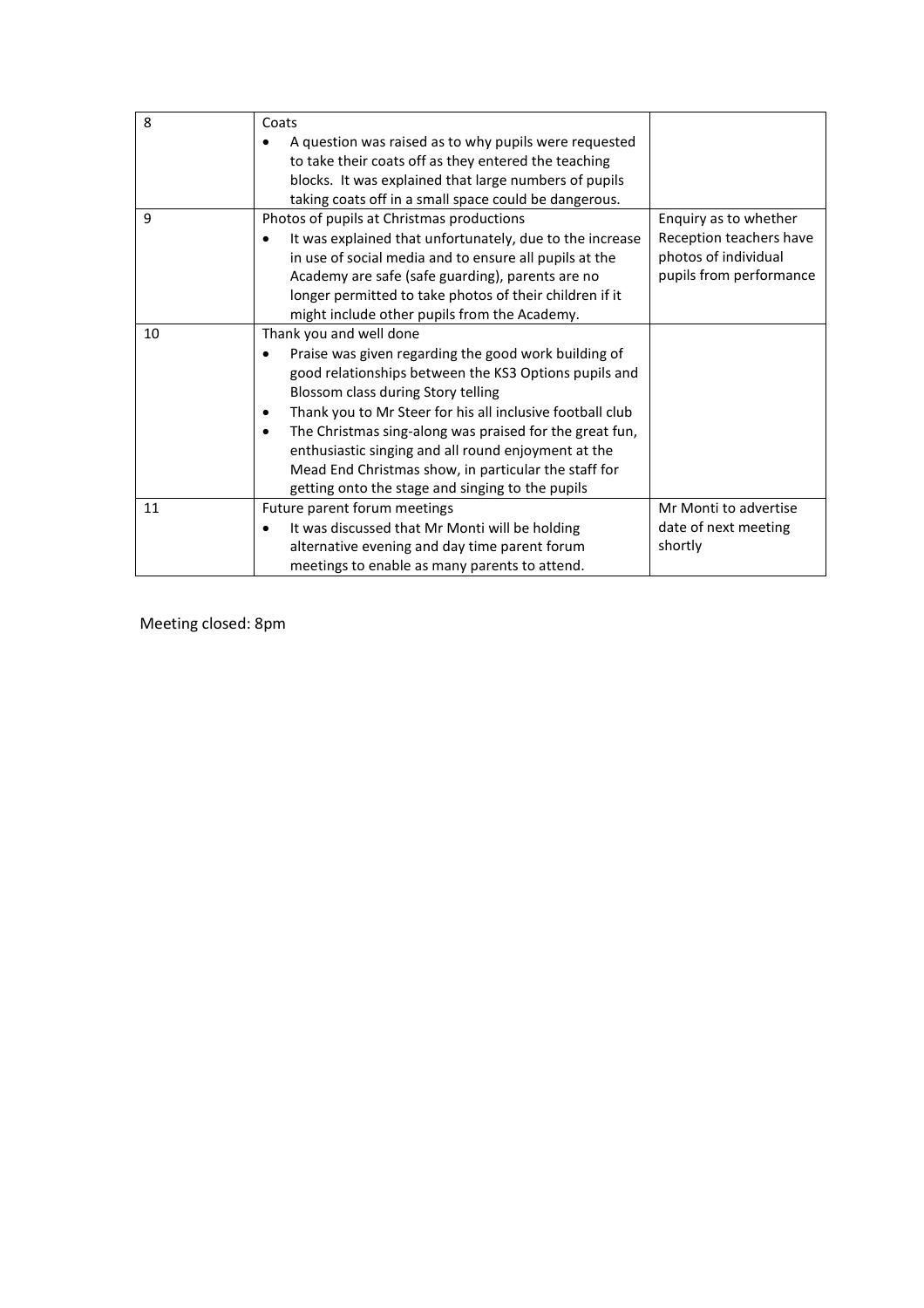| | | |
|---|---|---|
| 8 | Coats<br>• A question was raised as to why pupils were requested to take their coats off as they entered the teaching blocks. It was explained that large numbers of pupils taking coats off in a small space could be dangerous. | |
| 9 | Photos of pupils at Christmas productions<br>• It was explained that unfortunately, due to the increase in use of social media and to ensure all pupils at the Academy are safe (safe guarding), parents are no longer permitted to take photos of their children if it might include other pupils from the Academy. | Enquiry as to whether Reception teachers have photos of individual pupils from performance |
| 10 | Thank you and well done<br>• Praise was given regarding the good work building of good relationships between the KS3 Options pupils and Blossom class during Story telling<br>• Thank you to Mr Steer for his all inclusive football club<br>• The Christmas sing-along was praised for the great fun, enthusiastic singing and all round enjoyment at the Mead End Christmas show, in particular the staff for getting onto the stage and singing to the pupils | |
| 11 | Future parent forum meetings<br>• It was discussed that Mr Monti will be holding alternative evening and day time parent forum meetings to enable as many parents to attend. | Mr Monti to advertise date of next meeting shortly |

Meeting closed: 8pm